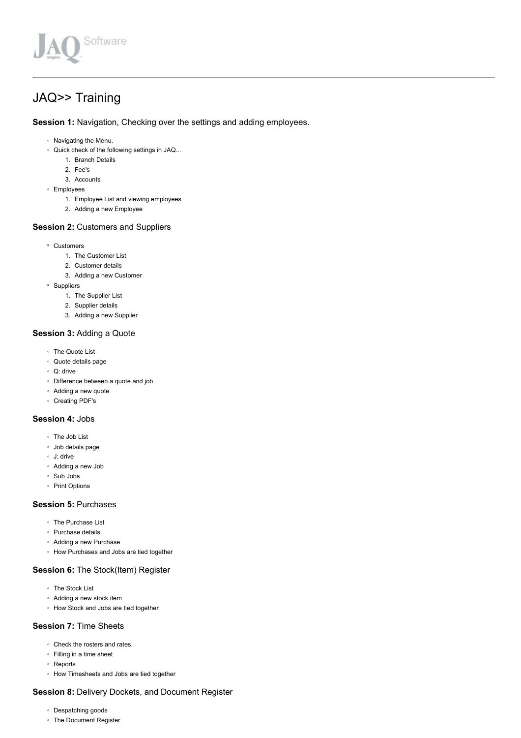JAQ Software

# JAQ>> Training

### **Session 1:** Navigation, Checking over the settings and adding employees.

- Navigating the Menu.
- Quick check of the following settings in JAQ...
    1. Branch Details
    2. Fee's
    3. Accounts
- Employees
    1. Employee List and viewing employees
    2. Adding a new Employee

### **Session 2:** Customers and Suppliers

- Customers
    1. The Customer List
    2. Customer details
    3. Adding a new Customer
- Suppliers
    1. The Supplier List
    2. Supplier details
    3. Adding a new Supplier

### **Session 3:** Adding a Quote

- The Quote List
- Quote details page
- Q: drive
- Difference between a quote and job
- Adding a new quote
- Creating PDF's

### **Session 4:** Jobs

- The Job List
- Job details page
- J: drive
- Adding a new Job
- Sub Jobs
- Print Options

### **Session 5:** Purchases

- The Purchase List
- Purchase details
- Adding a new Purchase
- How Purchases and Jobs are tied together

### **Session 6:** The Stock(Item) Register

- The Stock List
- Adding a new stock item
- How Stock and Jobs are tied together

### **Session 7:** Time Sheets

- Check the rosters and rates.
- Filling in a time sheet
- Reports
- How Timesheets and Jobs are tied together

### **Session 8:** Delivery Dockets, and Document Register

- Despatching goods
- The Document Register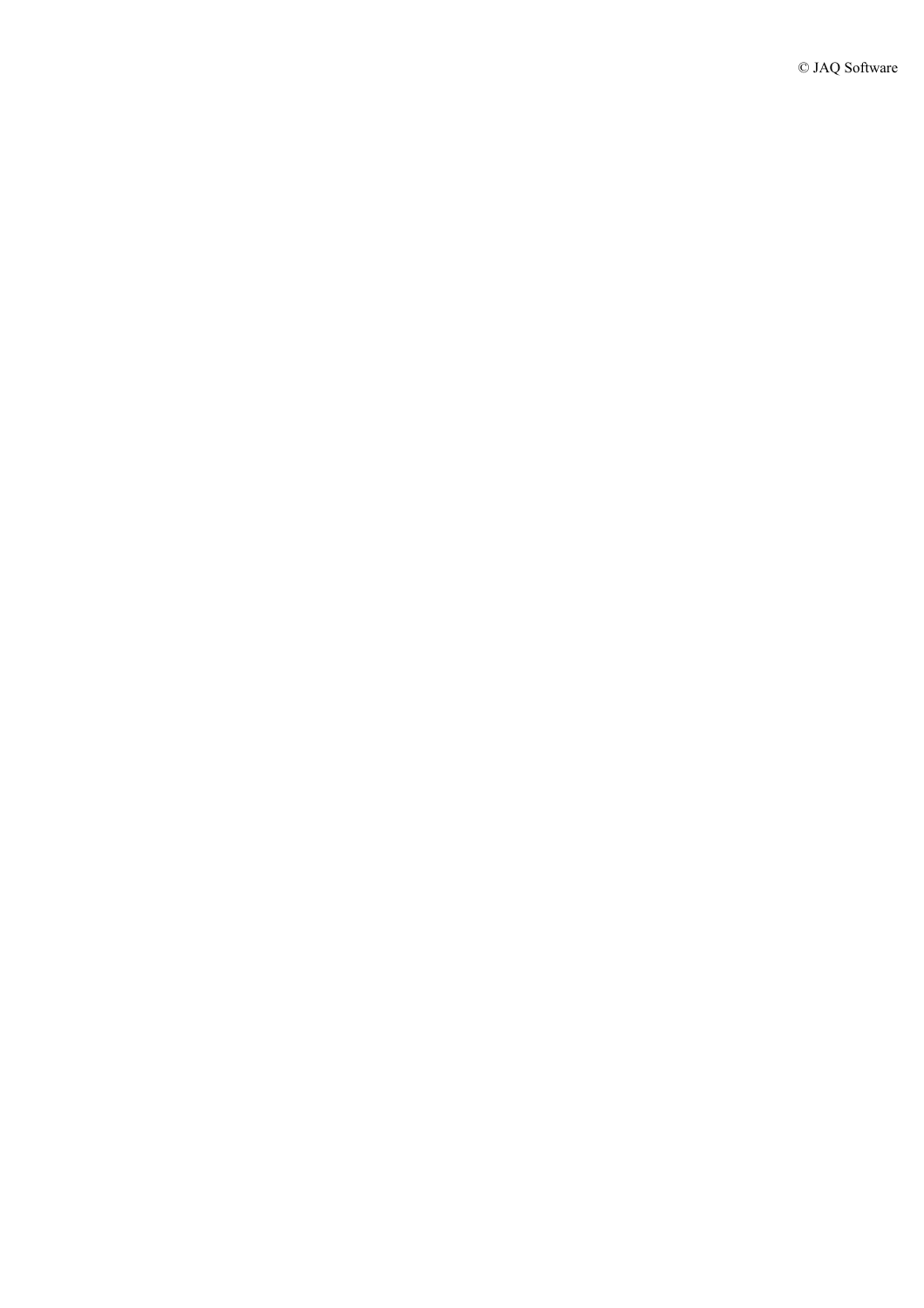© JAQ Software